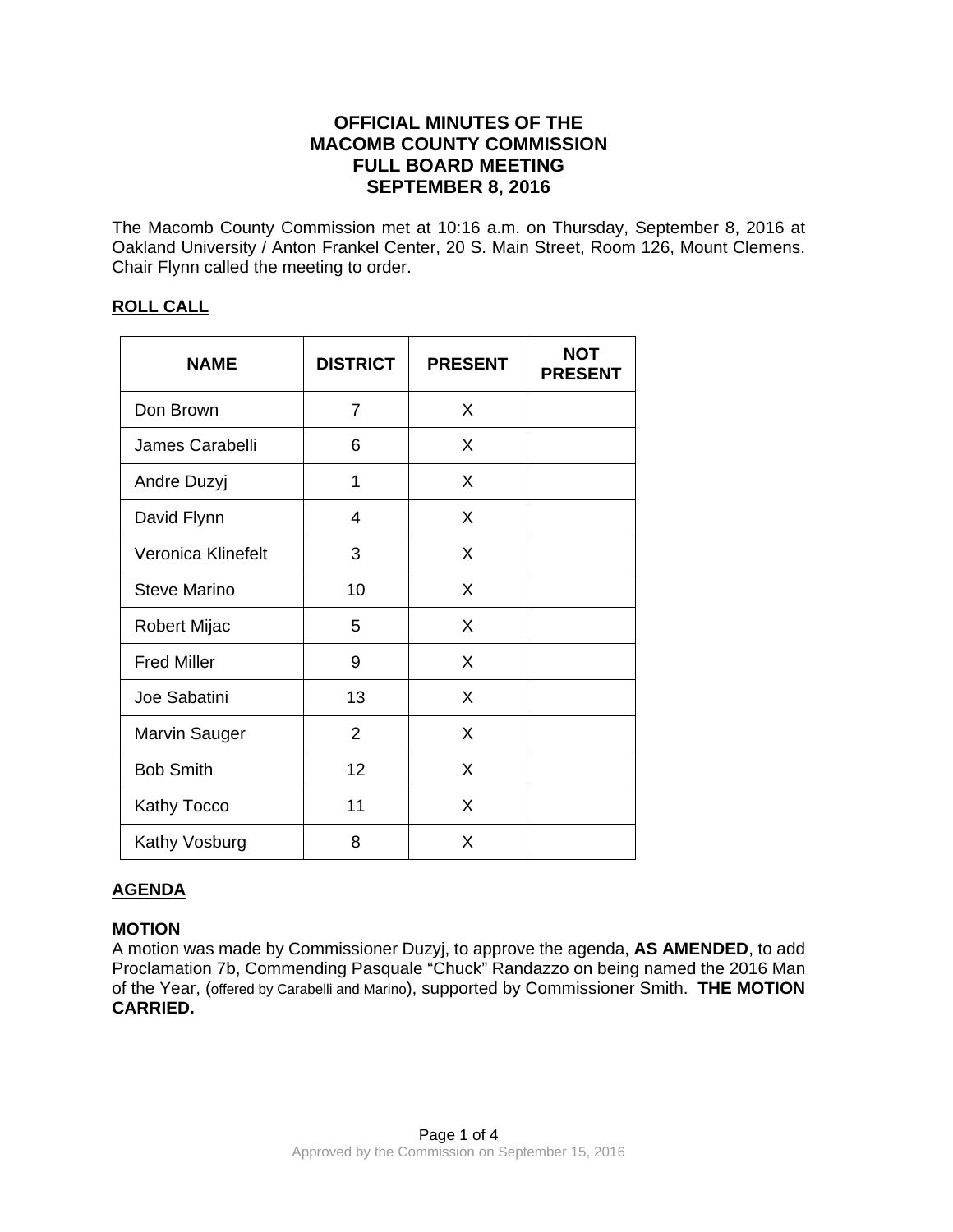# OFFICIAL MINUTES OF THE MACOMB COUNTY COMMISSION FULL BOARD MEETING SEPTEMBER 8, 2016

The Macomb County Commission met at 10:16 a.m. on Thursday, September 8, 2016 at Oakland University / Anton Frankel Center, 20 S. Main Street, Room 126, Mount Clemens. Chair Flynn called the meeting to order.

## ROLL CALL

| NAME | DISTRICT | PRESENT | NOT PRESENT |
|---|---|---|---|
| Don Brown | 7 | X | |
| James Carabelli | 6 | X | |
| Andre Duzyj | 1 | X | |
| David Flynn | 4 | X | |
| Veronica Klinefelt | 3 | X | |
| Steve Marino | 10 | X | |
| Robert Mijac | 5 | X | |
| Fred Miller | 9 | X | |
| Joe Sabatini | 13 | X | |
| Marvin Sauger | 2 | X | |
| Bob Smith | 12 | X | |
| Kathy Tocco | 11 | X | |
| Kathy Vosburg | 8 | X | |

## AGENDA

**MOTION**

A motion was made by Commissioner Duzyj, to approve the agenda, **AS AMENDED**, to add Proclamation 7b, Commending Pasquale “Chuck” Randazzo on being named the 2016 Man of the Year, (offered by Carabelli and Marino), supported by Commissioner Smith. **THE MOTION CARRIED.**

Approved by the Commission on September 15, 2016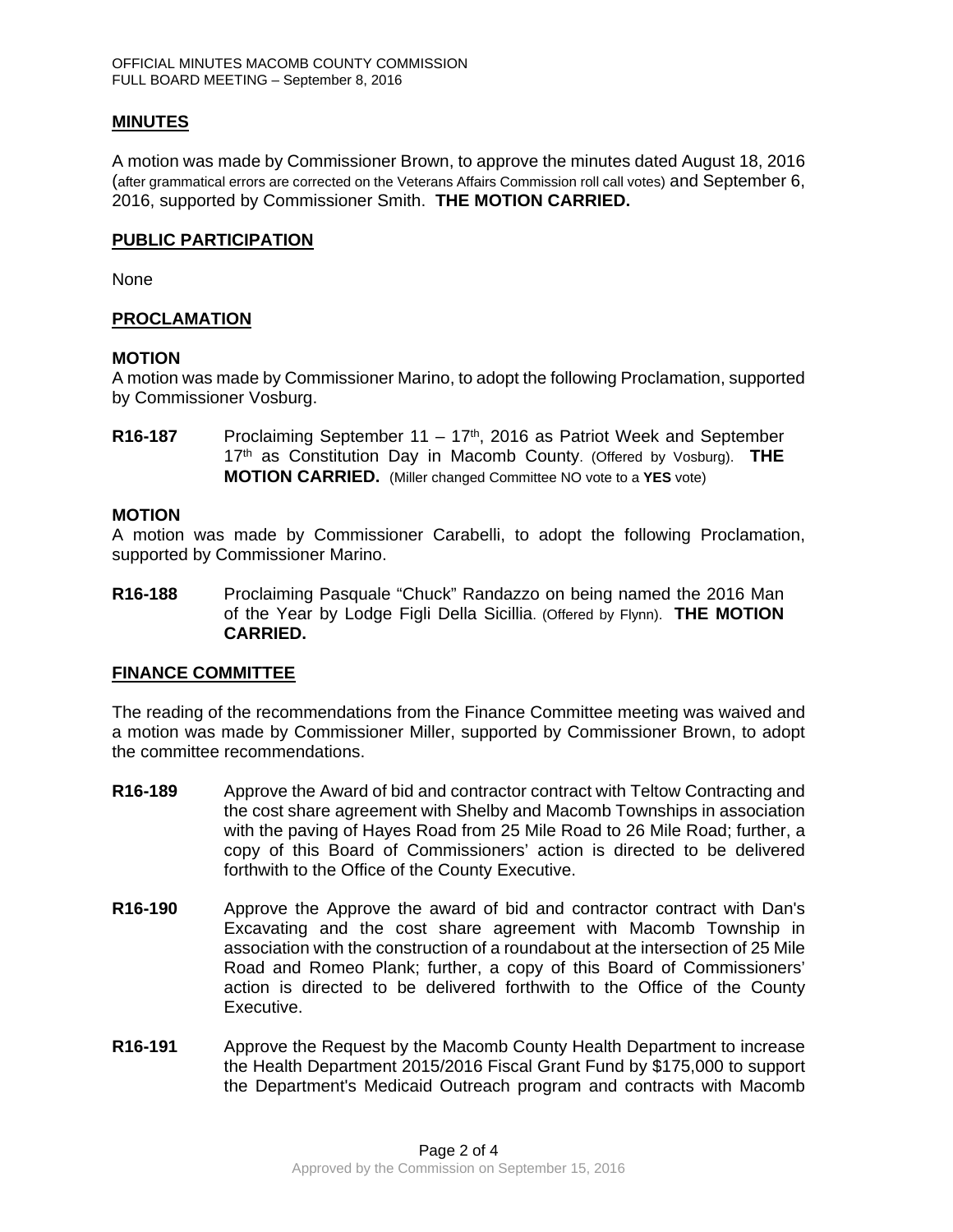## MINUTES

A motion was made by Commissioner Brown, to approve the minutes dated August 18, 2016 (after grammatical errors are corrected on the Veterans Affairs Commission roll call votes) and September 6, 2016, supported by Commissioner Smith. **THE MOTION CARRIED.**

## PUBLIC PARTICIPATION

None

## PROCLAMATION

### MOTION

A motion was made by Commissioner Marino, to adopt the following Proclamation, supported by Commissioner Vosburg.

**R16-187** Proclaiming September 11 – 17th, 2016 as Patriot Week and September 17th as Constitution Day in Macomb County. (Offered by Vosburg). **THE MOTION CARRIED.** (Miller changed Committee NO vote to a **YES** vote)

### MOTION

A motion was made by Commissioner Carabelli, to adopt the following Proclamation, supported by Commissioner Marino.

**R16-188** Proclaiming Pasquale "Chuck" Randazzo on being named the 2016 Man of the Year by Lodge Figli Della Sicillia. (Offered by Flynn). **THE MOTION CARRIED.**

## FINANCE COMMITTEE

The reading of the recommendations from the Finance Committee meeting was waived and a motion was made by Commissioner Miller, supported by Commissioner Brown, to adopt the committee recommendations.

**R16-189** Approve the Award of bid and contractor contract with Teltow Contracting and the cost share agreement with Shelby and Macomb Townships in association with the paving of Hayes Road from 25 Mile Road to 26 Mile Road; further, a copy of this Board of Commissioners' action is directed to be delivered forthwith to the Office of the County Executive.

**R16-190** Approve the Approve the award of bid and contractor contract with Dan's Excavating and the cost share agreement with Macomb Township in association with the construction of a roundabout at the intersection of 25 Mile Road and Romeo Plank; further, a copy of this Board of Commissioners' action is directed to be delivered forthwith to the Office of the County Executive.

**R16-191** Approve the Request by the Macomb County Health Department to increase the Health Department 2015/2016 Fiscal Grant Fund by $175,000 to support the Department's Medicaid Outreach program and contracts with Macomb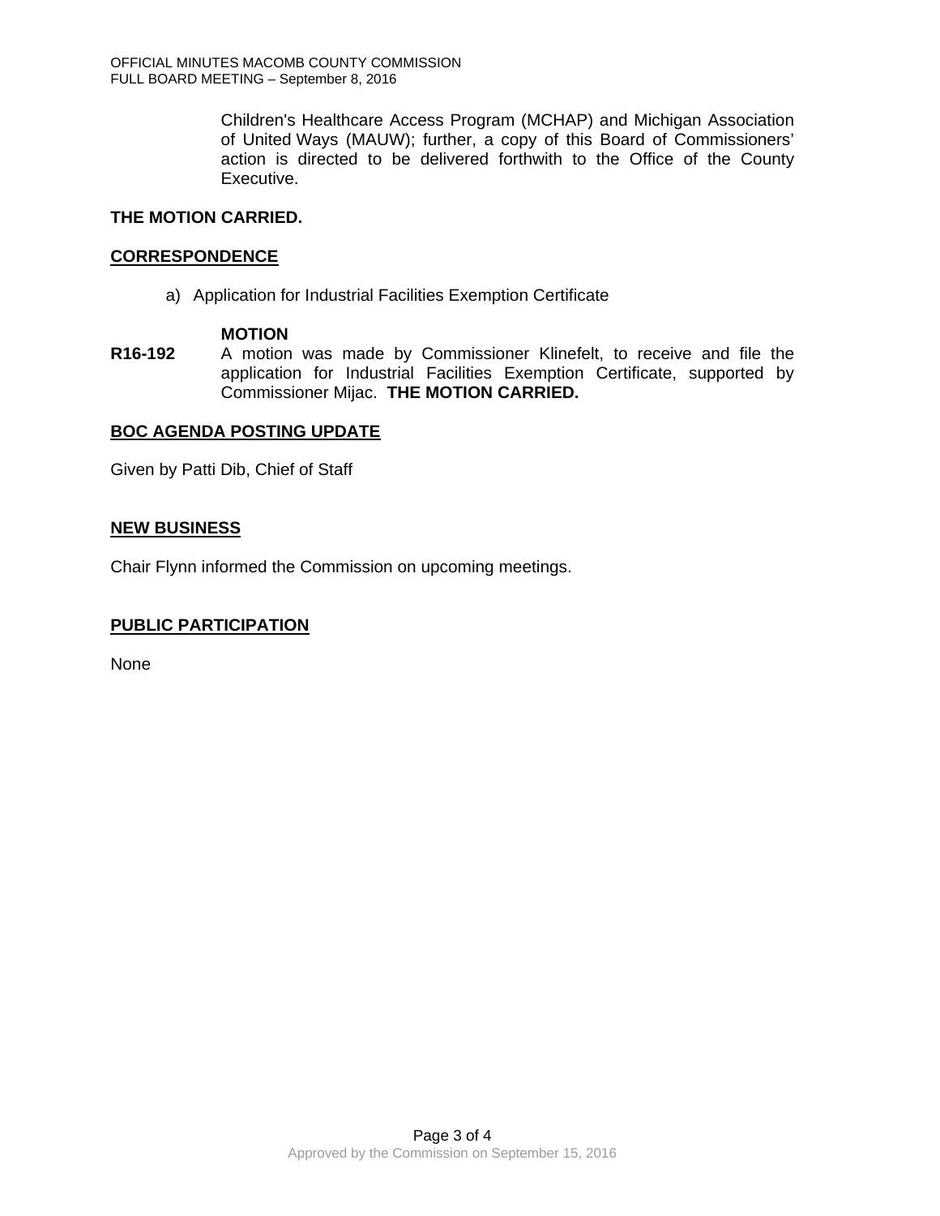Children's Healthcare Access Program (MCHAP) and Michigan Association of United Ways (MAUW); further, a copy of this Board of Commissioners' action is directed to be delivered forthwith to the Office of the County Executive.

**THE MOTION CARRIED.**

## CORRESPONDENCE

a) Application for Industrial Facilities Exemption Certificate

**MOTION**

**R16-192** A motion was made by Commissioner Klinefelt, to receive and file the application for Industrial Facilities Exemption Certificate, supported by Commissioner Mijac. **THE MOTION CARRIED.**

## BOC AGENDA POSTING UPDATE

Given by Patti Dib, Chief of Staff

## NEW BUSINESS

Chair Flynn informed the Commission on upcoming meetings.

## PUBLIC PARTICIPATION

None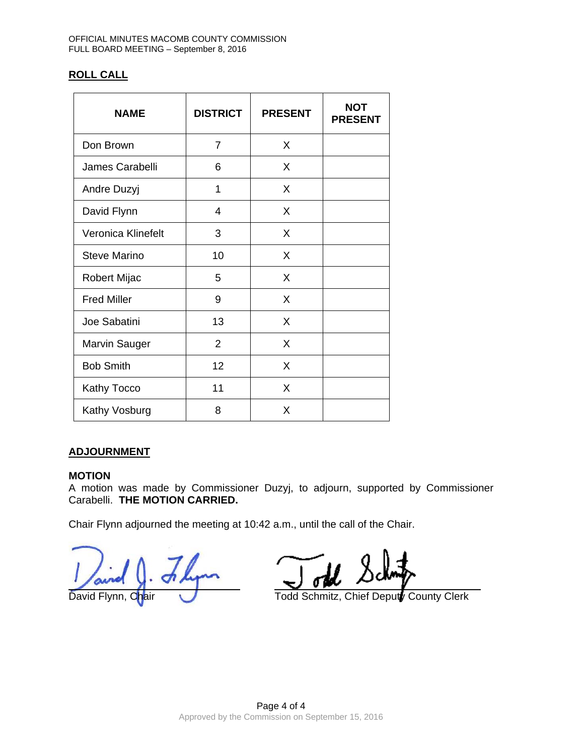## ROLL CALL

| NAME | DISTRICT | PRESENT | NOT PRESENT |
|---|---|---|---|
| Don Brown | 7 | X | |
| James Carabelli | 6 | X | |
| Andre Duzyj | 1 | X | |
| David Flynn | 4 | X | |
| Veronica Klinefelt | 3 | X | |
| Steve Marino | 10 | X | |
| Robert Mijac | 5 | X | |
| Fred Miller | 9 | X | |
| Joe Sabatini | 13 | X | |
| Marvin Sauger | 2 | X | |
| Bob Smith | 12 | X | |
| Kathy Tocco | 11 | X | |
| Kathy Vosburg | 8 | X | |

## ADJOURNMENT

**MOTION**
A motion was made by Commissioner Duzyj, to adjourn, supported by Commissioner Carabelli. **THE MOTION CARRIED.**

Chair Flynn adjourned the meeting at 10:42 a.m., until the call of the Chair.

David Flynn, Chair

Todd Schmitz, Chief Deputy County Clerk

Approved by the Commission on September 15, 2016